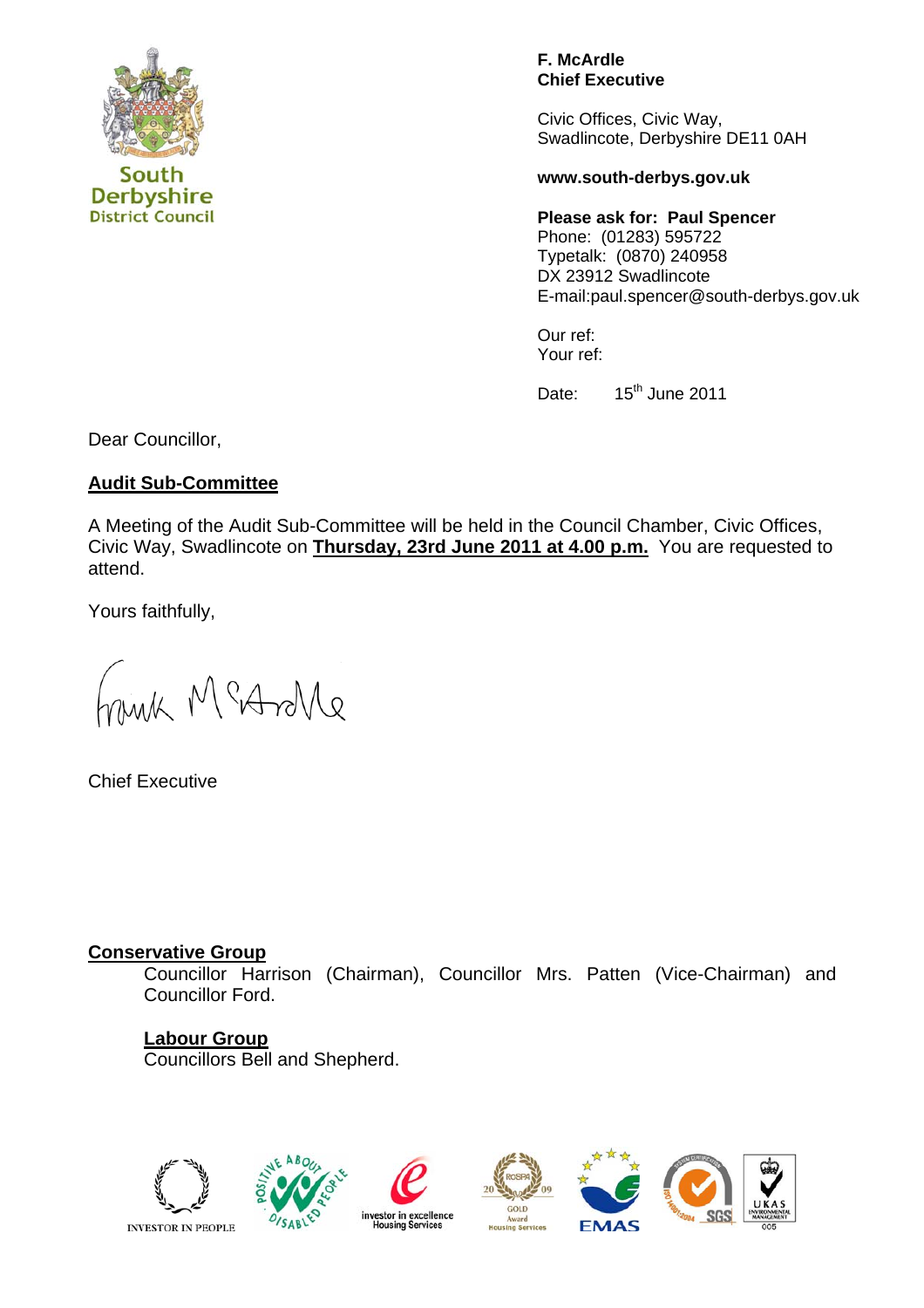South Derbyshire District Council

**F. McArdle**
**Chief Executive**

Civic Offices, Civic Way,
Swadlincote, Derbyshire DE11 0AH

**www.south-derbys.gov.uk**

**Please ask for: Paul Spencer**
Phone: (01283) 595722
Typetalk: (0870) 240958
DX 23912 Swadlincote
E-mail:paul.spencer@south-derbys.gov.uk

Our ref:
Your ref:

Date: 15th June 2011

Dear Councillor,

**Audit Sub-Committee**

A Meeting of the Audit Sub-Committee will be held in the Council Chamber, Civic Offices, Civic Way, Swadlincote on **Thursday, 23rd June 2011 at 4.00 p.m.** You are requested to attend.

Yours faithfully,

Frank McArdle

Chief Executive

**Conservative Group**

Councillor Harrison (Chairman), Councillor Mrs. Patten (Vice-Chairman) and Councillor Ford.

**Labour Group**

Councillors Bell and Shepherd.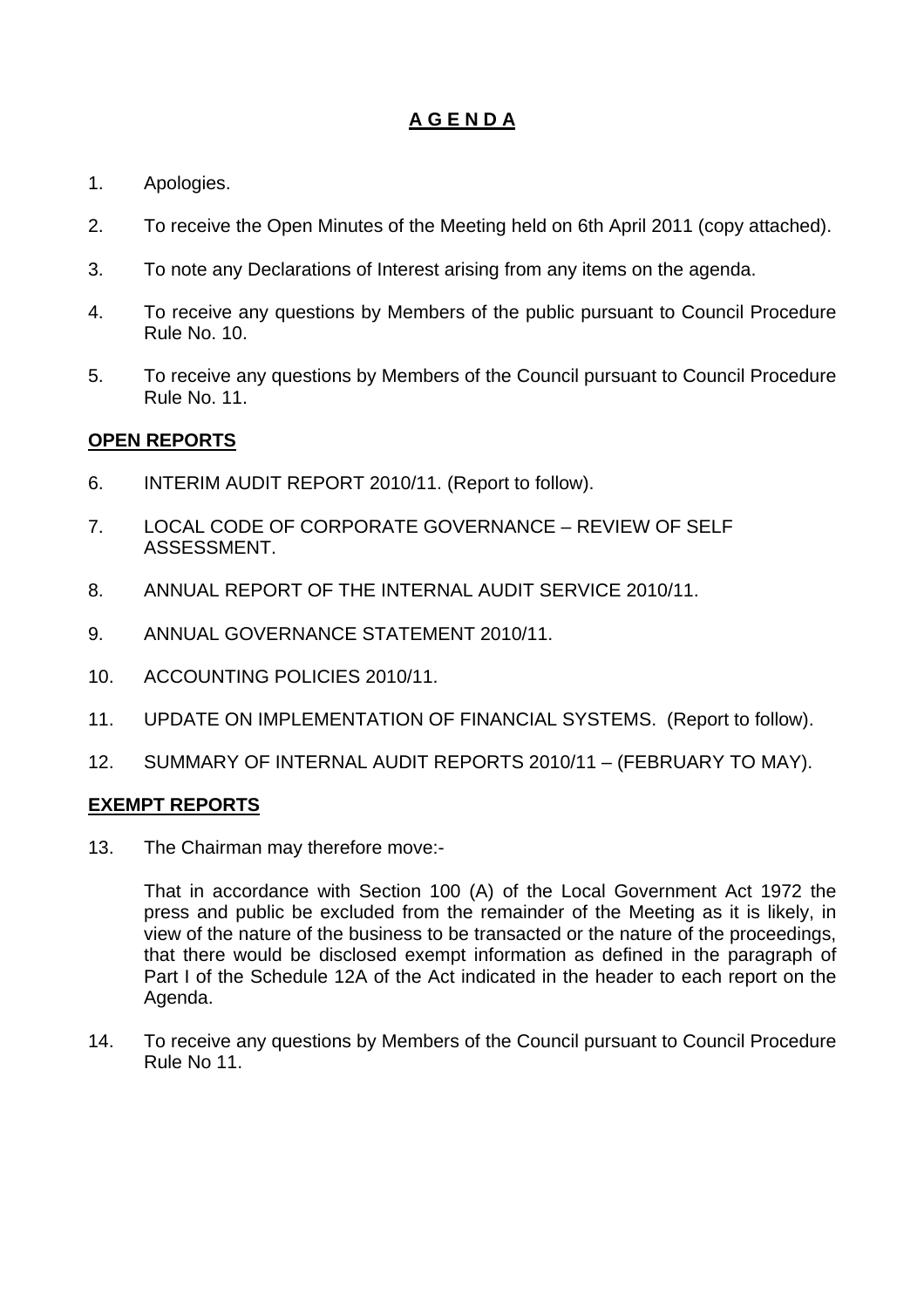# **A G E N D A**

1. Apologies.

2. To receive the Open Minutes of the Meeting held on 6th April 2011 (copy attached).

3. To note any Declarations of Interest arising from any items on the agenda.

4. To receive any questions by Members of the public pursuant to Council Procedure Rule No. 10.

5. To receive any questions by Members of the Council pursuant to Council Procedure Rule No. 11.

## **OPEN REPORTS**

6. INTERIM AUDIT REPORT 2010/11. (Report to follow).

7. LOCAL CODE OF CORPORATE GOVERNANCE – REVIEW OF SELF ASSESSMENT.

8. ANNUAL REPORT OF THE INTERNAL AUDIT SERVICE 2010/11.

9. ANNUAL GOVERNANCE STATEMENT 2010/11.

10. ACCOUNTING POLICIES 2010/11.

11. UPDATE ON IMPLEMENTATION OF FINANCIAL SYSTEMS. (Report to follow).

12. SUMMARY OF INTERNAL AUDIT REPORTS 2010/11 – (FEBRUARY TO MAY).

## **EXEMPT REPORTS**

13. The Chairman may therefore move:-

    That in accordance with Section 100 (A) of the Local Government Act 1972 the press and public be excluded from the remainder of the Meeting as it is likely, in view of the nature of the business to be transacted or the nature of the proceedings, that there would be disclosed exempt information as defined in the paragraph of Part I of the Schedule 12A of the Act indicated in the header to each report on the Agenda.

14. To receive any questions by Members of the Council pursuant to Council Procedure Rule No 11.